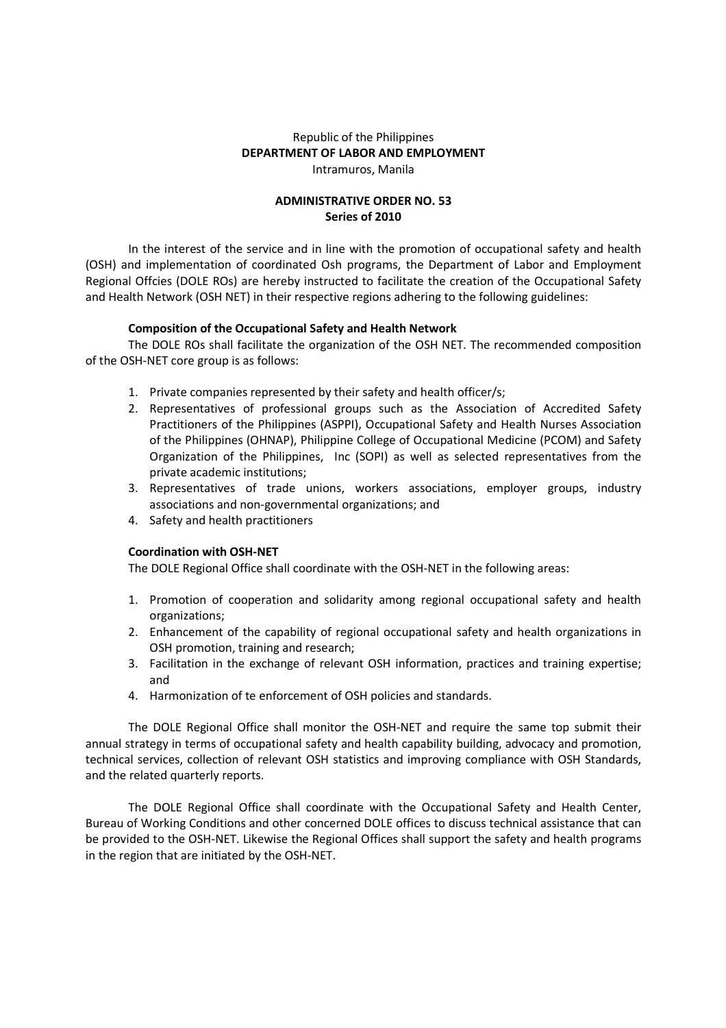Republic of the Philippines
**DEPARTMENT OF LABOR AND EMPLOYMENT**
Intramuros, Manila

**ADMINISTRATIVE ORDER NO. 53**
**Series of 2010**

In the interest of the service and in line with the promotion of occupational safety and health (OSH) and implementation of coordinated Osh programs, the Department of Labor and Employment Regional Offcies (DOLE ROs) are hereby instructed to facilitate the creation of the Occupational Safety and Health Network (OSH NET) in their respective regions adhering to the following guidelines:

**Composition of the Occupational Safety and Health Network**

The DOLE ROs shall facilitate the organization of the OSH NET. The recommended composition of the OSH-NET core group is as follows:

1. Private companies represented by their safety and health officer/s;
2. Representatives of professional groups such as the Association of Accredited Safety Practitioners of the Philippines (ASPPI), Occupational Safety and Health Nurses Association of the Philippines (OHNAP), Philippine College of Occupational Medicine (PCOM) and Safety Organization of the Philippines, Inc (SOPI) as well as selected representatives from the private academic institutions;
3. Representatives of trade unions, workers associations, employer groups, industry associations and non-governmental organizations; and
4. Safety and health practitioners

**Coordination with OSH-NET**

The DOLE Regional Office shall coordinate with the OSH-NET in the following areas:

1. Promotion of cooperation and solidarity among regional occupational safety and health organizations;
2. Enhancement of the capability of regional occupational safety and health organizations in OSH promotion, training and research;
3. Facilitation in the exchange of relevant OSH information, practices and training expertise; and
4. Harmonization of te enforcement of OSH policies and standards.

The DOLE Regional Office shall monitor the OSH-NET and require the same top submit their annual strategy in terms of occupational safety and health capability building, advocacy and promotion, technical services, collection of relevant OSH statistics and improving compliance with OSH Standards, and the related quarterly reports.

The DOLE Regional Office shall coordinate with the Occupational Safety and Health Center, Bureau of Working Conditions and other concerned DOLE offices to discuss technical assistance that can be provided to the OSH-NET. Likewise the Regional Offices shall support the safety and health programs in the region that are initiated by the OSH-NET.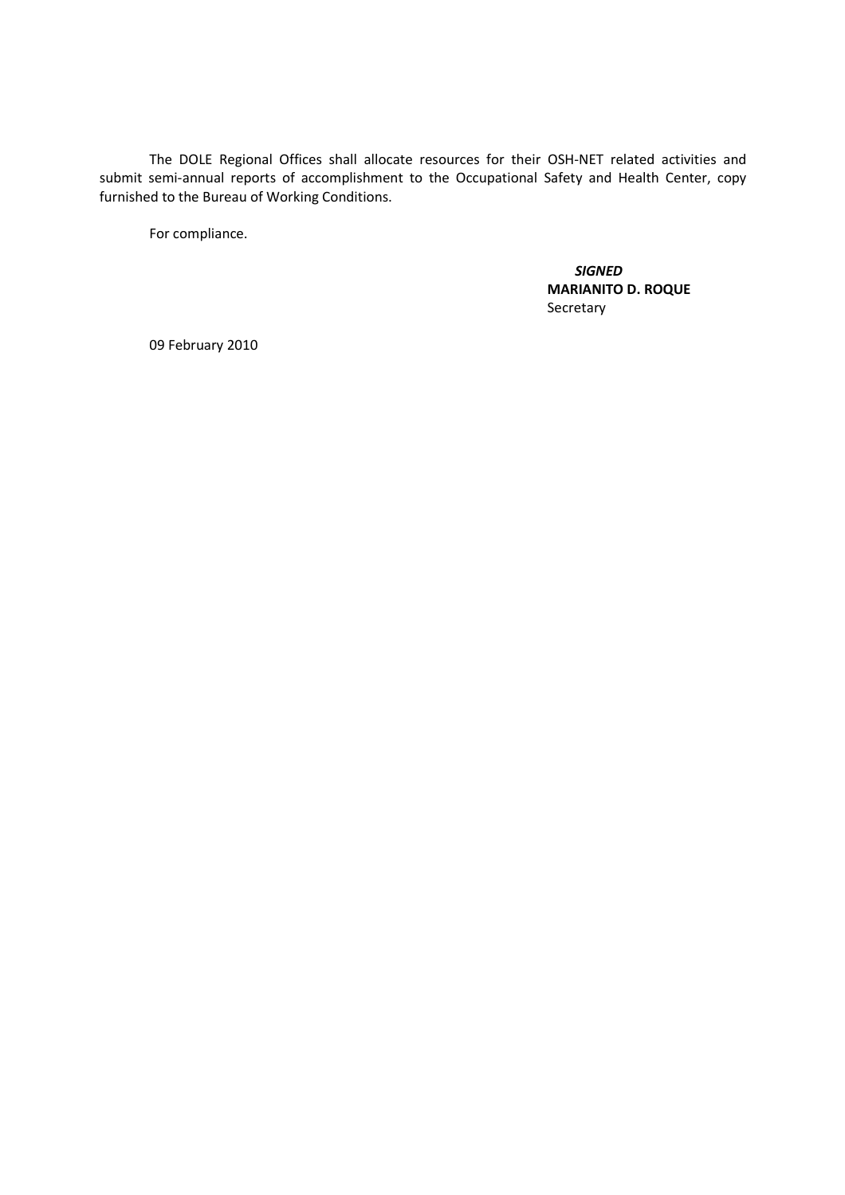The DOLE Regional Offices shall allocate resources for their OSH-NET related activities and submit semi-annual reports of accomplishment to the Occupational Safety and Health Center, copy furnished to the Bureau of Working Conditions.

For compliance.

*SIGNED*
**MARIANITO D. ROQUE**
Secretary

09 February 2010